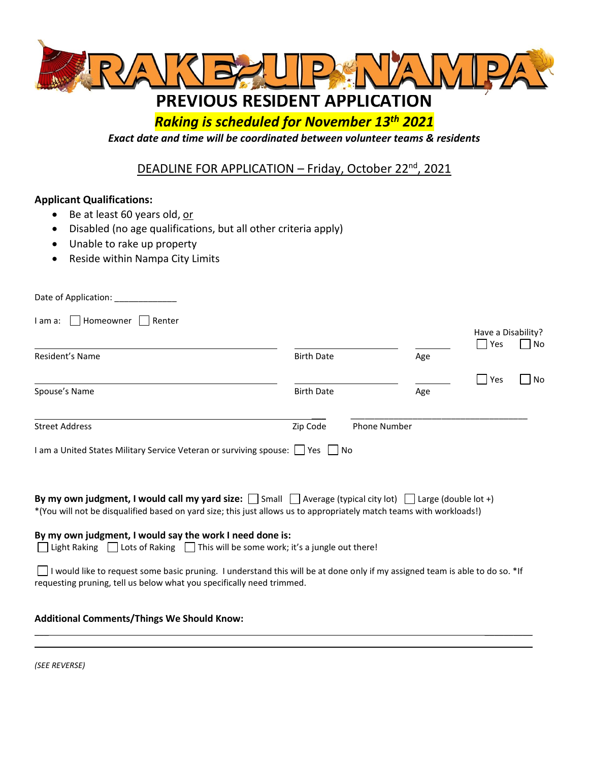# RAKE-UP NAMPA

## PREVIOUS RESIDENT APPLICATION

***Raking is scheduled for November 13th 2021***

***Exact date and time will be coordinated between volunteer teams & residents***

DEADLINE FOR APPLICATION – Friday, October 22nd, 2021

**Applicant Qualifications:**

- Be at least 60 years old, or
- Disabled (no age qualifications, but all other criteria apply)
- Unable to rake up property
- Reside within Nampa City Limits

Date of Application: _____________

I am a: ☐ Homeowner ☐ Renter

| | | | Have a Disability? |
|---|---|---|---|
| _______________ Resident's Name | _______________ Birth Date | _______ Age | ☐ Yes ☐ No |
| _______________ Spouse's Name | _______________ Birth Date | _______ Age | ☐ Yes ☐ No |
| _______________ Street Address | ___ Zip Code | _______________ Phone Number | |

I am a United States Military Service Veteran or surviving spouse: ☐ Yes ☐ No

**By my own judgment, I would call my yard size:** ☐ Small ☐ Average (typical city lot) ☐ Large (double lot +)
*(You will not be disqualified based on yard size; this just allows us to appropriately match teams with workloads!)

**By my own judgment, I would say the work I need done is:**
☐ Light Raking ☐ Lots of Raking ☐ This will be some work; it's a jungle out there!

☐ I would like to request some basic pruning. I understand this will be at done only if my assigned team is able to do so. *If requesting pruning, tell us below what you specifically need trimmed.

**Additional Comments/Things We Should Know:**

_______________________________________________________________

_______________________________________________________________

*(SEE REVERSE)*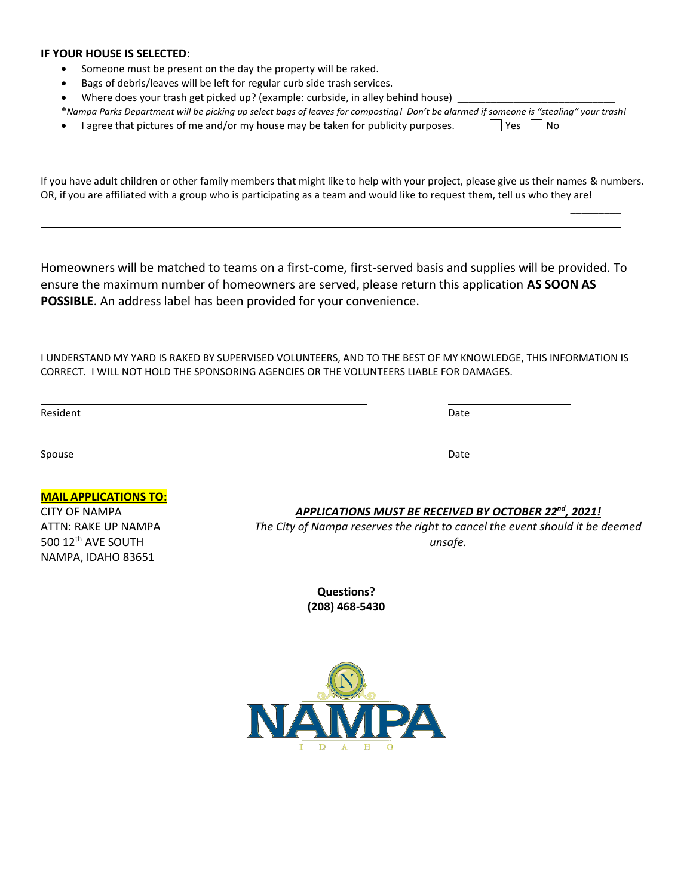**IF YOUR HOUSE IS SELECTED**:

- Someone must be present on the day the property will be raked.
- Bags of debris/leaves will be left for regular curb side trash services.
- Where does your trash get picked up? (example: curbside, in alley behind house) ___________________________

*_Nampa Parks Department will be picking up select bags of leaves for composting! Don't be alarmed if someone is "stealing" your trash!_

- I agree that pictures of me and/or my house may be taken for publicity purposes. ☐ Yes ☐ No

If you have adult children or other family members that might like to help with your project, please give us their names & numbers. OR, if you are affiliated with a group who is participating as a team and would like to request them, tell us who they are!

_____________________________________________________________________________________

_____________________________________________________________________________________

Homeowners will be matched to teams on a first-come, first-served basis and supplies will be provided. To ensure the maximum number of homeowners are served, please return this application **AS SOON AS POSSIBLE**. An address label has been provided for your convenience.

I UNDERSTAND MY YARD IS RAKED BY SUPERVISED VOLUNTEERS, AND TO THE BEST OF MY KNOWLEDGE, THIS INFORMATION IS CORRECT. I WILL NOT HOLD THE SPONSORING AGENCIES OR THE VOLUNTEERS LIABLE FOR DAMAGES.

_________________________________________ _______________

Resident Date

_________________________________________ _______________

Spouse Date

**MAIL APPLICATIONS TO:**

CITY OF NAMPA
ATTN: RAKE UP NAMPA
500 12th AVE SOUTH
NAMPA, IDAHO 83651

***APPLICATIONS MUST BE RECEIVED BY OCTOBER 22nd, 2021!***

_The City of Nampa reserves the right to cancel the event should it be deemed unsafe._

**Questions?**
**(208) 468-5430**

NAMPA
IDAHO